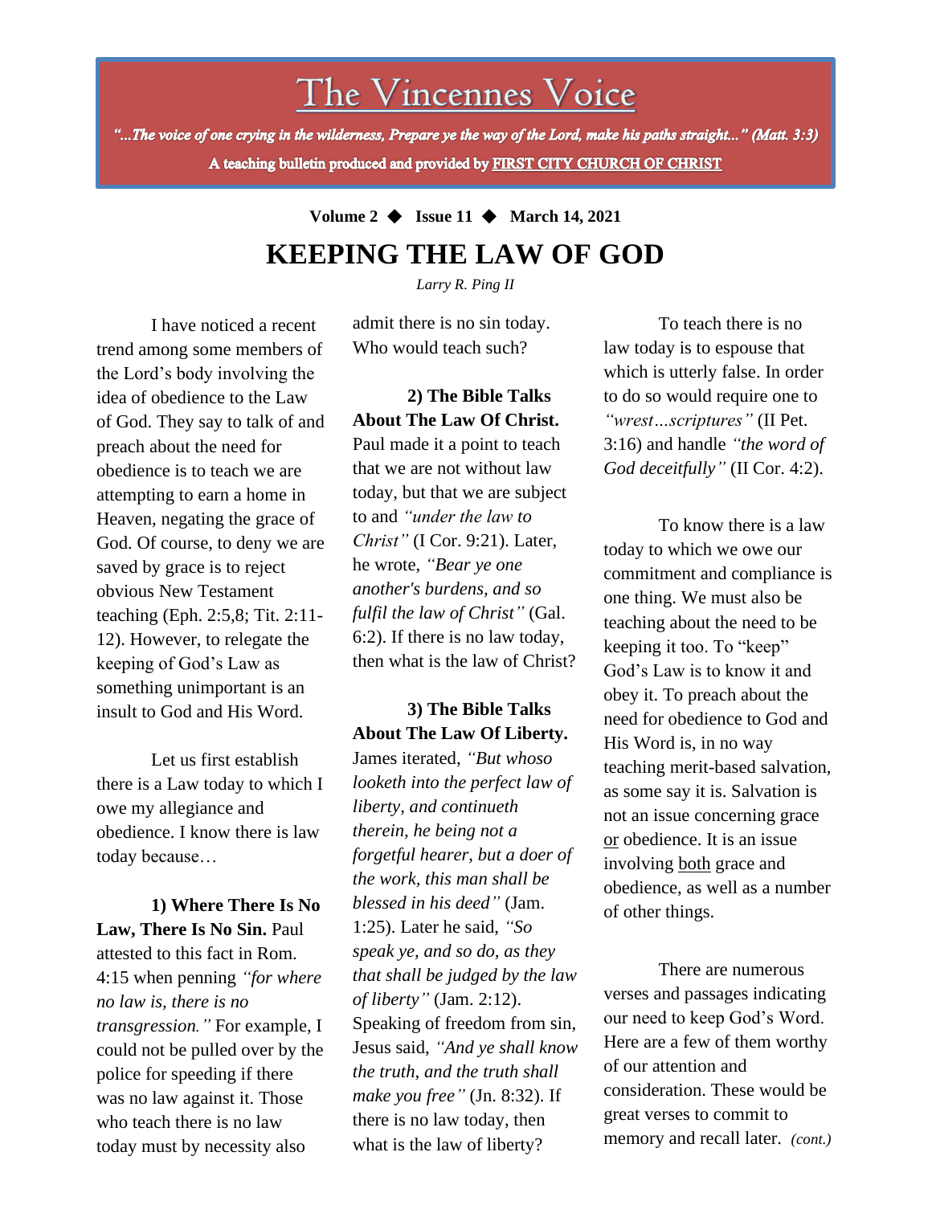# The Vincennes Voice

*"...The voice of one crying in the wilderness, Prepare ye the way of the Lord, make his paths straight..." (Matt. 3:3)*

**A teaching bulletin produced and provided by FIRST CITY CHURCH OF CHRIST**

**Volume 2 ◆ Issue 11 ◆ March 14, 2021**

# KEEPING THE LAW OF GOD

*Larry R. Ping II*

I have noticed a recent trend among some members of the Lord's body involving the idea of obedience to the Law of God. They say to talk of and preach about the need for obedience is to teach we are attempting to earn a home in Heaven, negating the grace of God. Of course, to deny we are saved by grace is to reject obvious New Testament teaching (Eph. 2:5,8; Tit. 2:11-12). However, to relegate the keeping of God's Law as something unimportant is an insult to God and His Word.

Let us first establish there is a Law today to which I owe my allegiance and obedience. I know there is law today because…

**1) Where There Is No Law, There Is No Sin.** Paul attested to this fact in Rom. 4:15 when penning *"for where no law is, there is no transgression."* For example, I could not be pulled over by the police for speeding if there was no law against it. Those who teach there is no law today must by necessity also admit there is no sin today. Who would teach such?

**2) The Bible Talks About The Law Of Christ.** Paul made it a point to teach that we are not without law today, but that we are subject to and *"under the law to Christ"* (I Cor. 9:21). Later, he wrote, *"Bear ye one another's burdens, and so fulfil the law of Christ"* (Gal. 6:2). If there is no law today, then what is the law of Christ?

**3) The Bible Talks About The Law Of Liberty.** James iterated, *"But whoso looketh into the perfect law of liberty, and continueth therein, he being not a forgetful hearer, but a doer of the work, this man shall be blessed in his deed"* (Jam. 1:25). Later he said, *"So speak ye, and so do, as they that shall be judged by the law of liberty"* (Jam. 2:12). Speaking of freedom from sin, Jesus said, *"And ye shall know the truth, and the truth shall make you free"* (Jn. 8:32). If there is no law today, then what is the law of liberty?

To teach there is no law today is to espouse that which is utterly false. In order to do so would require one to *"wrest…scriptures"* (II Pet. 3:16) and handle *"the word of God deceitfully"* (II Cor. 4:2).

To know there is a law today to which we owe our commitment and compliance is one thing. We must also be teaching about the need to be keeping it too. To "keep" God's Law is to know it and obey it. To preach about the need for obedience to God and His Word is, in no way teaching merit-based salvation, as some say it is. Salvation is not an issue concerning grace <u>or</u> obedience. It is an issue involving <u>both</u> grace and obedience, as well as a number of other things.

There are numerous verses and passages indicating our need to keep God's Word. Here are a few of them worthy of our attention and consideration. These would be great verses to commit to memory and recall later. *(cont.)*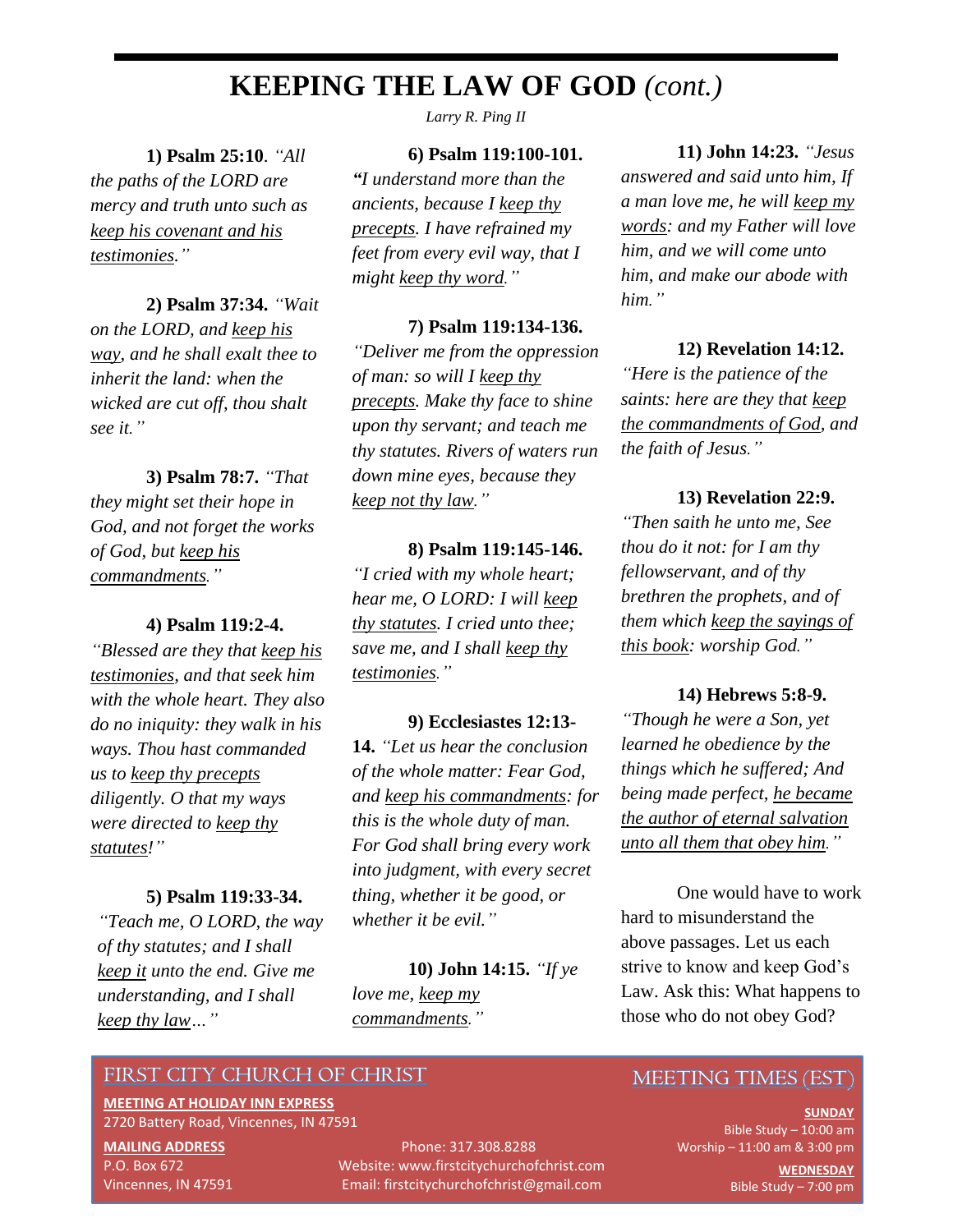# KEEPING THE LAW OF GOD *(cont.)*

*Larry R. Ping II*

**1) Psalm 25:10**. *"All the paths of the LORD are mercy and truth unto such as keep his covenant and his testimonies."*

**2) Psalm 37:34.** *"Wait on the LORD, and keep his way, and he shall exalt thee to inherit the land: when the wicked are cut off, thou shalt see it."*

**3) Psalm 78:7.** *"That they might set their hope in God, and not forget the works of God, but keep his commandments."*

**4) Psalm 119:2-4.** *"Blessed are they that keep his testimonies, and that seek him with the whole heart. They also do no iniquity: they walk in his ways. Thou hast commanded us to keep thy precepts diligently. O that my ways were directed to keep thy statutes!"*

**5) Psalm 119:33-34.** *"Teach me, O LORD, the way of thy statutes; and I shall keep it unto the end. Give me understanding, and I shall keep thy law…"*

**6) Psalm 119:100-101.** *"I understand more than the ancients, because I keep thy precepts. I have refrained my feet from every evil way, that I might keep thy word."*

**7) Psalm 119:134-136.** *"Deliver me from the oppression of man: so will I keep thy precepts. Make thy face to shine upon thy servant; and teach me thy statutes. Rivers of waters run down mine eyes, because they keep not thy law."*

**8) Psalm 119:145-146.** *"I cried with my whole heart; hear me, O LORD: I will keep thy statutes. I cried unto thee; save me, and I shall keep thy testimonies."*

**9) Ecclesiastes 12:13-14.** *"Let us hear the conclusion of the whole matter: Fear God, and keep his commandments: for this is the whole duty of man. For God shall bring every work into judgment, with every secret thing, whether it be good, or whether it be evil."*

**10) John 14:15.** *"If ye love me, keep my commandments."*

**11) John 14:23.** *"Jesus answered and said unto him, If a man love me, he will keep my words: and my Father will love him, and we will come unto him, and make our abode with him."*

**12) Revelation 14:12.** *"Here is the patience of the saints: here are they that keep the commandments of God, and the faith of Jesus."*

**13) Revelation 22:9.** *"Then saith he unto me, See thou do it not: for I am thy fellowservant, and of thy brethren the prophets, and of them which keep the sayings of this book: worship God."*

**14) Hebrews 5:8-9.** *"Though he were a Son, yet learned he obedience by the things which he suffered; And being made perfect, he became the author of eternal salvation unto all them that obey him."*

One would have to work hard to misunderstand the above passages. Let us each strive to know and keep God's Law. Ask this: What happens to those who do not obey God?

## FIRST CITY CHURCH OF CHRIST

**MEETING AT HOLIDAY INN EXPRESS**
2720 Battery Road, Vincennes, IN 47591

**MAILING ADDRESS**
P.O. Box 672
Vincennes, IN 47591

Phone: 317.308.8288
Website: www.firstcitychurchofchrist.com
Email: firstcitychurchofchrist@gmail.com

## MEETING TIMES (EST)

**SUNDAY**
Bible Study – 10:00 am
Worship – 11:00 am & 3:00 pm

**WEDNESDAY**
Bible Study – 7:00 pm